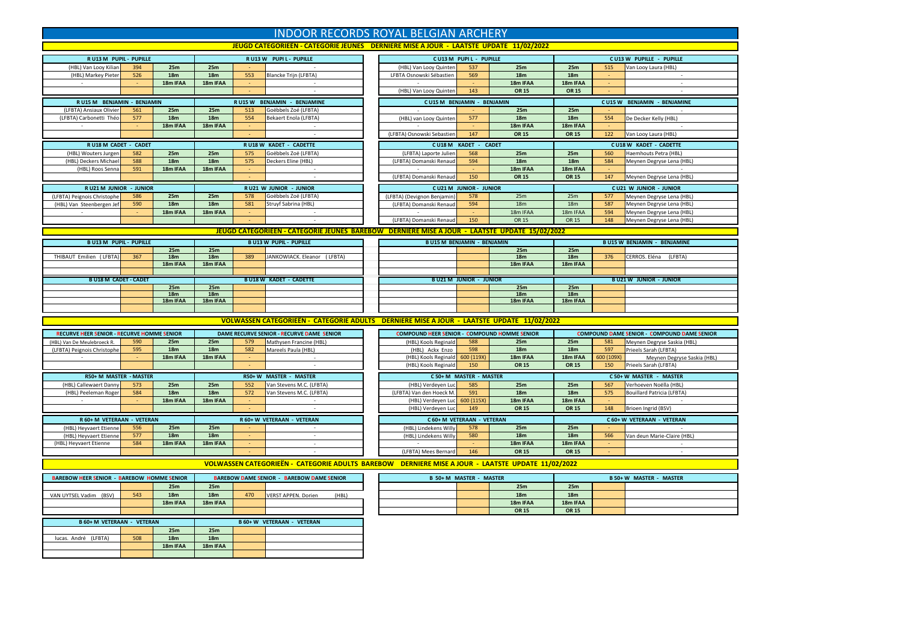# INDOOR RECORDS ROYAL BELGIAN ARCHERY

## JEUGD CATEGORIEËN - CATEGORIE JEUNES DERNIERE MISE A JOUR - LAATSTE UPDATE 11/02/2022

| R U13 M PUPIL - PUPILLE | | | R U13 W PUPIL - PUPILLE | | |
|---|---|---|---|---|---|
| (HBL) Van Looy Kilian | 394 | 25m | 25m | - | - |
| (HBL) Markey Pieter | 526 | 18m | 18m | 553 | Blancke Trijn (LFBTA) |
| - | - | 18m IFAA | 18m IFAA | - | - |
| | | | | - | - |

| C U13 M PUPIL - PUPILLE | | | C U13 W PUPILLE - PUPILLE | | |
|---|---|---|---|---|---|
| (HBL) Van Looy Quinten | 537 | 25m | 25m | 515 | Van Looy Laura (HBL) |
| LFBTA Osnowski Sébastien | 569 | 18m | 18m | - | - |
| - | - | 18m IFAA | 18m IFAA | - | - |
| (HBL) Van Looy Quinten | 143 | OR 15 | OR 15 | - | - |

| R U15 M BENJAMIN - BENJAMIN | | | R U15 W BENJAMIN - BENJAMINE | | |
|---|---|---|---|---|---|
| (LFBTA) Ansiaux Olivier | 561 | 25m | 25m | 513 | Goëbbels Zoé (LFBTA) |
| (LFBTA) Carbonetti Théo | 577 | 18m | 18m | 554 | Bekaert Enola (LFBTA) |
| - | - | 18m IFAA | 18m IFAA | - | - |
| | | | | - | - |

| C U15 M BENJAMIN - BENJAMIN | | | C U15 W BENJAMIN - BENJAMINE | | |
|---|---|---|---|---|---|
| - | - | 25m | 25m | - | - |
| (HBL) van Looy Quinten | 577 | 18m | 18m | 554 | De Decker Kelly (HBL) |
| - | - | 18m IFAA | 18m IFAA | - | - |
| (LFBTA) Osnowski Sebastien | 147 | OR 15 | OR 15 | 122 | Van Looy Laura (HBL) |

| R U18 M CADET - CADET | | | R U18 W KADET - CADETTE | | |
|---|---|---|---|---|---|
| (HBL) Wouters Jurgen | 582 | 25m | 25m | 575 | Goëbbels Zoé (LFBTA) |
| (HBL) Deckers Michael | 588 | 18m | 18m | 575 | Deckers Eline (HBL) |
| (HBL) Roos Senna | 591 | 18m IFAA | 18m IFAA | - | - |
| | | | | - | - |

| C U18 M KADET - CADET | | | C U18 W KADET - CADETTE | | |
|---|---|---|---|---|---|
| (LFBTA) Laporte Julien | 568 | 25m | 25m | 560 | Haemhouts Petra (HBL) |
| (LFBTA) Domanski Renaud | 594 | 18m | 18m | 584 | Meynen Degryse Lena (HBL) |
| - | - | 18m IFAA | 18m IFAA | - | - |
| (LFBTA) Domanski Renaud | 150 | OR 15 | OR 15 | 147 | Meynen Degryse Lena (HBL) |

| R U21 M JUNIOR - JUNIOR | | | R U21 W JUNIOR - JUNIOR | | |
|---|---|---|---|---|---|
| (LFBTA) Peignois Christophe | 586 | 25m | 25m | 578 | Goëbbels Zoé (LFBTA) |
| (HBL) Van Steenbergen Jef | 590 | 18m | 18m | 581 | Struyf Sabrina (HBL) |
| - | - | 18m IFAA | 18m IFAA | - | - |
| | | | | - | - |

| C U21 M JUNIOR - JUNIOR | | | C U21 W JUNIOR - JUNIOR | | |
|---|---|---|---|---|---|
| (LFBTA) (Devignon Benjamin) | 578 | 25m | 25m | 577 | Meynen Degryse Lena (HBL) |
| (LFBTA) Domanski Renaud | 594 | 18m | 18m | 587 | Meynen Degryse Lena (HBL) |
| - | - | 18m IFAA | 18m IFAA | 594 | Meynen Degryse Lena (HBL) |
| (LFBTA) Domanski Renaud | 150 | OR 15 | OR 15 | 148 | Meynen Degryse Lena (HBL) |

## JEUGD CATEGORIEËN - CATEGORIE JEUNES BAREBOW DERNIERE MISE A JOUR - LAATSTE UPDATE 15/02/2022

| B U13 M PUPIL - PUPILLE | | | B U13 W PUPIL - PUPILLE | | |
|---|---|---|---|---|---|
| | | 25m | 25m | | |
| THIBAUT Emilien (LFBTA) | 367 | 18m | 18m | 389 | JANKOWIACK. Eleanor (LFBTA) |
| | | 18m IFAA | 18m IFAA | | |

| B U15 M BENJAMIN - BENJAMIN | | | B U15 W BENJAMIN - BENJAMINE | | |
|---|---|---|---|---|---|
| | | 25m | 25m | | |
| | | 18m | 18m | 376 | CERROS. Eléna (LFBTA) |
| | | 18m IFAA | 18m IFAA | | |

| B U18 M CADET - CADET | | | B U18 W KADET - CADETTE | | |
|---|---|---|---|---|---|
| | | 25m | 25m | | |
| | | 18m | 18m | | |
| | | 18m IFAA | 18m IFAA | | |

| B U21 M JUNIOR - JUNIOR | | | B U21 W JUNIOR - JUNIOR | | |
|---|---|---|---|---|---|
| | | 25m | 25m | | |
| | | 18m | 18m | | |
| | | 18m IFAA | 18m IFAA | | |

## VOLWASSEN CATEGORIEËN - CATEGORIE ADULTS DERNIERE MISE A JOUR - LAATSTE UPDATE 11/02/2022

| RECURVE HEER SENIOR - RECURVE HOMME SENIOR | | | DAME RECURVE SENIOR - RECURVE DAME SENIOR | | |
|---|---|---|---|---|---|
| (HBL) Van De Meulebroeck R. | 590 | 25m | 25m | 579 | Mathysen Francine (HBL) |
| (LFBTA) Peignois Christophe | 595 | 18m | 18m | 582 | Mareels Paula (HBL) |
| - | - | 18m IFAA | 18m IFAA | - | - |
| | | | | - | - |

| COMPOUND HEER SENIOR - COMPOUND HOMME SENIOR | | | COMPOUND DAME SENIOR - COMPOUND DAME SENIOR | | |
|---|---|---|---|---|---|
| (HBL) Kools Reginald | 588 | 25m | 25m | 581 | Meynen Degryse Saskia (HBL) |
| (HBL) Ackx Enzo | 598 | 18m | 18m | 597 | Prieels Sarah (LFBTA) |
| (HBL) Kools Reginald | 600 (119X) | 18m IFAA | 18m IFAA | 600 (109X) | Meynen Degryse Saskia (HBL) |
| (HBL) Kools Reginald | 150 | OR 15 | OR 15 | 150 | Prieels Sarah (LFBTA) |

| R50+ M MASTER - MASTER | | | R50+ W MASTER - MASTER | | |
|---|---|---|---|---|---|
| (HBL) Callewaert Danny | 573 | 25m | 25m | 552 | Van Stevens M.C. (LFBTA) |
| (HBL) Peeleman Roger | 584 | 18m | 18m | 572 | Van Stevens M.C. (LFBTA) |
| - | - | 18m IFAA | 18m IFAA | - | - |
| | | | | - | - |

| C 50+ M MASTER - MASTER | | | C 50+ W MASTER - MASTER | | |
|---|---|---|---|---|---|
| (HBL) Verdeyen Luc | 585 | 25m | 25m | 567 | Verhoeven Noëlla (HBL) |
| (LFBTA) Van den Hoeck M. | 591 | 18m | 18m | 575 | Bouillard Patricia (LFBTA) |
| (HBL) Verdeyen Luc | 600 (115X) | 18m IFAA | 18m IFAA | - | - |
| (HBL) Verdeyen Luc | 149 | OR 15 | OR 15 | 148 | Brioen Ingrid (BSV) |

| R 60+ M VETERAAN - VETERAN | | | R 60+ W VETERAAN - VETERAN | | |
|---|---|---|---|---|---|
| (HBL) Heyvaert Etienne | 556 | 25m | 25m | - | - |
| (HBL) Heyvaert Etienne | 577 | 18m | 18m | - | - |
| (HBL) Heyvaert Etienne | 584 | 18m IFAA | 18m IFAA | - | - |
| | | | | - | - |

| C 60+ M VETERAAN - VETERAN | | | C 60+ W VETERAAN - VETERAN | | |
|---|---|---|---|---|---|
| (HBL) Lindekens Willy | 578 | 25m | 25m | - | - |
| (HBL) Lindekens Willy | 580 | 18m | 18m | 566 | Van deun Marie-Claire (HBL) |
| - | - | 18m IFAA | 18m IFAA | - | - |
| (LFBTA) Mees Bernard | 146 | OR 15 | OR 15 | - | - |

## VOLWASSEN CATEGORIEËN - CATEGORIE ADULTS BAREBOW DERNIERE MISE A JOUR - LAATSTE UPDATE 11/02/2022

| BAREBOW HEER SENIOR - BAREBOW HOMME SENIOR | | | BAREBOW DAME SENIOR - BAREBOW DAME SENIOR | | |
|---|---|---|---|---|---|
| | | 25m | 25m | | |
| VAN UYTSEL Vadim (BSV) | 543 | 18m | 18m | 470 | VERST APPEN. Dorien (HBL) |
| | | 18m IFAA | 18m IFAA | | |

| B 50+ M MASTER - MASTER | | | B 50+ W MASTER - MASTER | | |
|---|---|---|---|---|---|
| | | 25m | 25m | | |
| | | 18m | 18m | | |
| | | 18m IFAA | 18m IFAA | | |
| | | OR 15 | OR 15 | | |

| B 60+ M VETERAAN - VETERAN | | | B 60+ W VETERAAN - VETERAN | | |
|---|---|---|---|---|---|
| | | 25m | 25m | | |
| lucas. André (LFBTA) | 508 | 18m | 18m | | |
| | | 18m IFAA | 18m IFAA | | |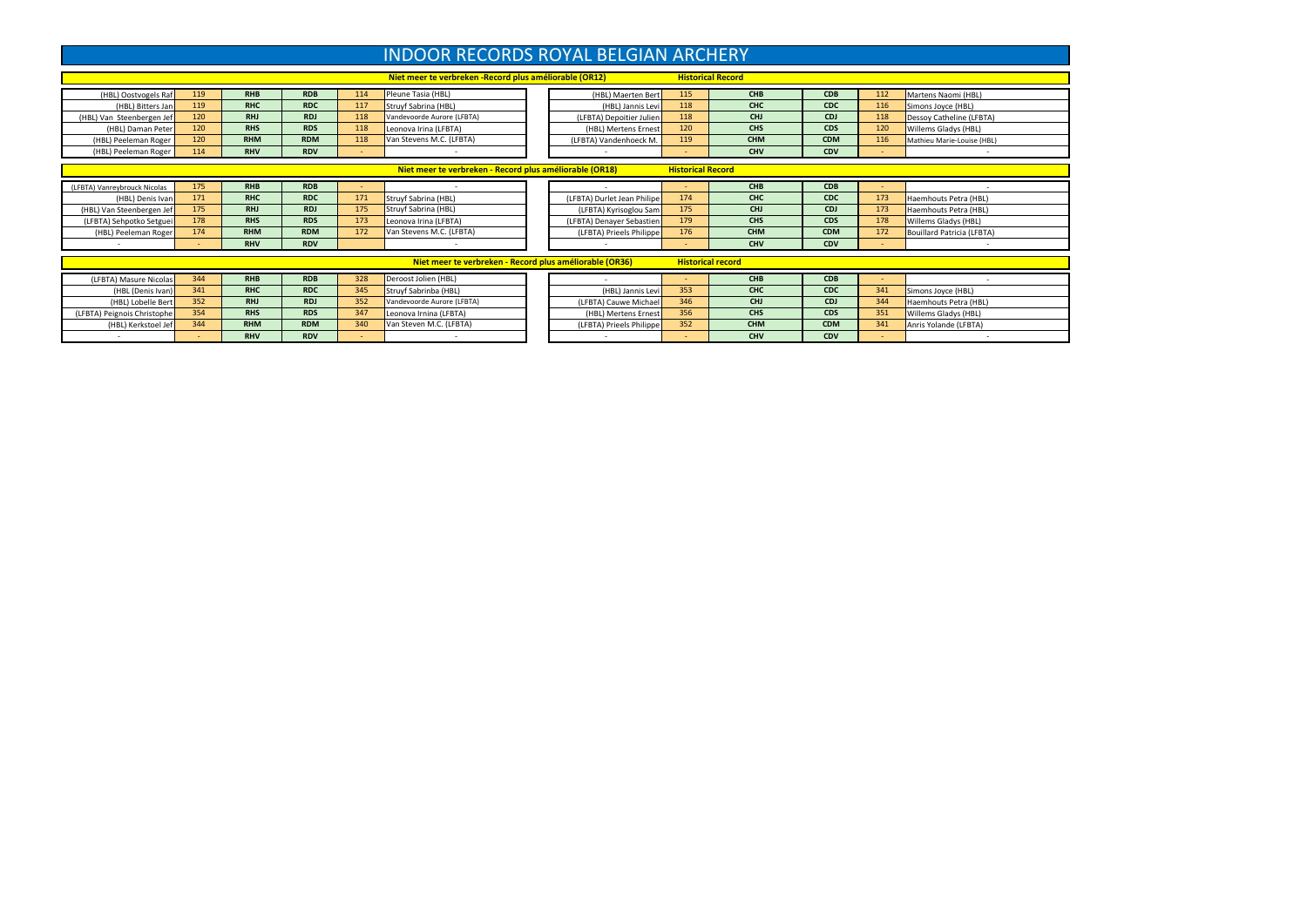# INDOOR RECORDS ROYAL BELGIAN ARCHERY

## Niet meer te verbreken -Record plus améliorable (OR12) — Historical Record

| | | | | | | | | | | | |
|---|---|---|---|---|---|---|---|---|---|---|---|
| (HBL) Oostvogels Raf | 119 | RHB | RDB | 114 | Pleune Tasia (HBL) | (HBL) Maerten Bert | 115 | CHB | CDB | 112 | Martens Naomi (HBL) |
| (HBL) Bitters Jan | 119 | RHC | RDC | 117 | Struyf Sabrina (HBL) | (HBL) Jannis Levi | 118 | CHC | CDC | 116 | Simons Joyce (HBL) |
| (HBL) Van Steenbergen Jef | 120 | RHJ | RDJ | 118 | Vandevoorde Aurore (LFBTA) | (LFBTA) Depoitier Julien | 118 | CHJ | CDJ | 118 | Dessoy Catheline (LFBTA) |
| (HBL) Daman Peter | 120 | RHS | RDS | 118 | Leonova Irina (LFBTA) | (HBL) Mertens Ernest | 120 | CHS | CDS | 120 | Willems Gladys (HBL) |
| (HBL) Peeleman Roger | 120 | RHM | RDM | 118 | Van Stevens M.C. (LFBTA) | (LFBTA) Vandenhoeck M. | 119 | CHM | CDM | 116 | Mathieu Marie-Louise (HBL) |
| (HBL) Peeleman Roger | 114 | RHV | RDV | - | - | - | - | CHV | CDV | - | - |

## Niet meer te verbreken - Record plus améliorable (OR18) — Historical Record

| | | | | | | | | | | | |
|---|---|---|---|---|---|---|---|---|---|---|---|
| (LFBTA) Vanreybrouck Nicolas | 175 | RHB | RDB | - | - | - | - | CHB | CDB | - | - |
| (HBL) Denis Ivan | 171 | RHC | RDC | 171 | Struyf Sabrina (HBL) | (LFBTA) Durlet Jean Philipe | 174 | CHC | CDC | 173 | Haemhouts Petra (HBL) |
| (HBL) Van Steenbergen Jef | 175 | RHJ | RDJ | 175 | Struyf Sabrina (HBL) | (LFBTA) Kyrisoglou Sam | 175 | CHJ | CDJ | 173 | Haemhouts Petra (HBL) |
| (LFBTA) Sehpotko Setguei | 178 | RHS | RDS | 173 | Leonova Irina (LFBTA) | (LFBTA) Denayer Sebastien | 179 | CHS | CDS | 178 | Willems Gladys (HBL) |
| (HBL) Peeleman Roger | 174 | RHM | RDM | 172 | Van Stevens M.C. (LFBTA) | (LFBTA) Prieels Philippe | 176 | CHM | CDM | 172 | Bouillard Patricia (LFBTA) |
| - | - | RHV | RDV | | - | - | - | CHV | CDV | - | - |

## Niet meer te verbreken - Record plus améliorable (OR36) — Historical record

| | | | | | | | | | | | |
|---|---|---|---|---|---|---|---|---|---|---|---|
| (LFBTA) Masure Nicolas | 344 | RHB | RDB | 328 | Deroost Jolien (HBL) | - | - | CHB | CDB | - | - |
| (HBL (Denis Ivan) | 341 | RHC | RDC | 345 | Struyf Sabrinba (HBL) | (HBL) Jannis Levi | 353 | CHC | CDC | 341 | Simons Joyce (HBL) |
| (HBL) Lobelle Bert | 352 | RHJ | RDJ | 352 | Vandevoorde Aurore (LFBTA) | (LFBTA) Cauwe Michael | 346 | CHJ | CDJ | 344 | Haemhouts Petra (HBL) |
| (LFBTA) Peignois Christophe | 354 | RHS | RDS | 347 | Leonova Irnina (LFBTA) | (HBL) Mertens Ernest | 356 | CHS | CDS | 351 | Willems Gladys (HBL) |
| (HBL) Kerkstoel Jef | 344 | RHM | RDM | 340 | Van Steven M.C. (LFBTA) | (LFBTA) Prieels Philippe | 352 | CHM | CDM | 341 | Anris Yolande (LFBTA) |
| - | - | RHV | RDV | - | - | - | - | CHV | CDV | - | - |